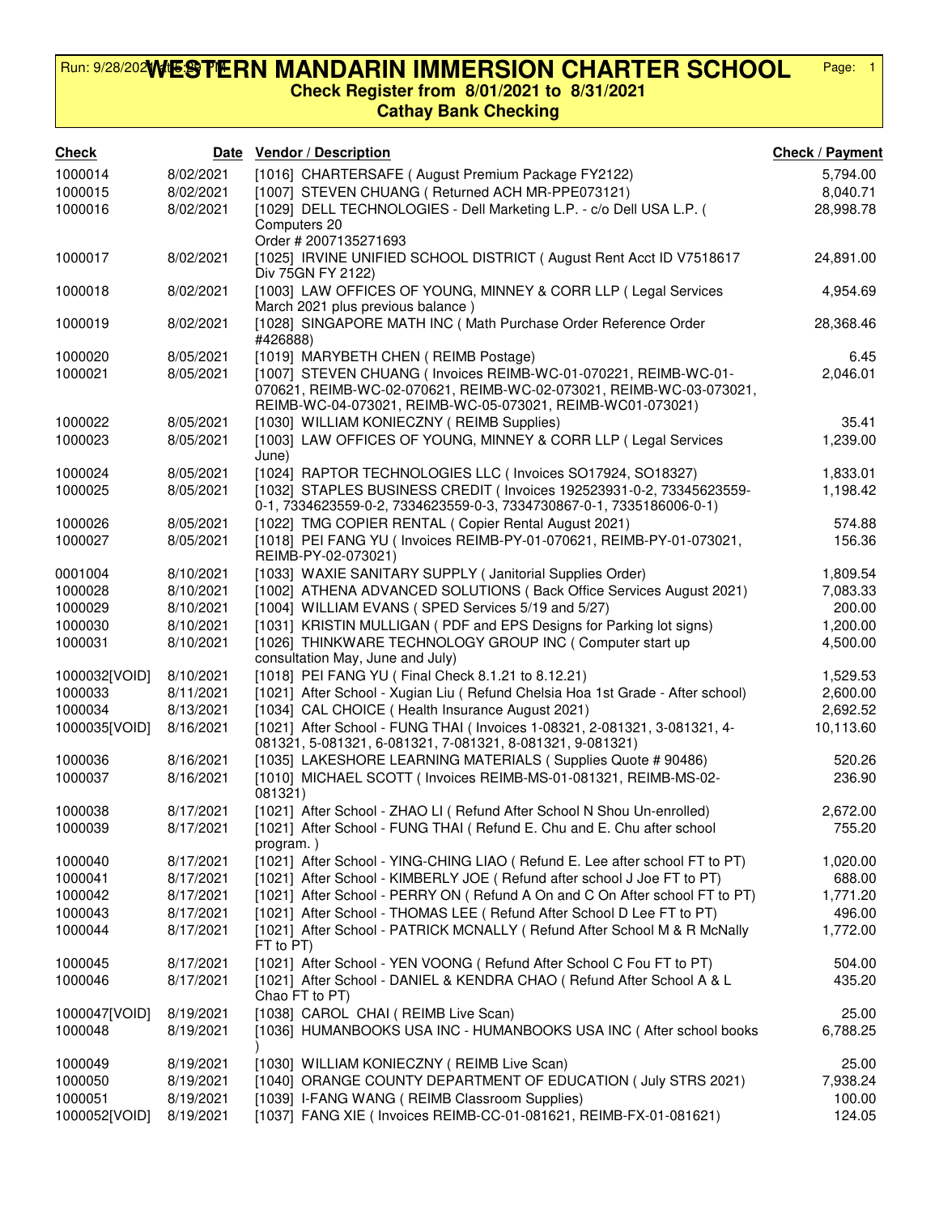# WESTERN MANDARIN IMMERSION CHARTER SCHOOL

Run: 9/28/2021 at 5:39 PM

## Check Register from 8/01/2021 to 8/31/2021

## Cathay Bank Checking

| Check | Date | Vendor / Description | Check / Payment |
|---|---|---|---|
| 1000014 | 8/02/2021 | [1016] CHARTERSAFE ( August Premium Package FY2122) | 5,794.00 |
| 1000015 | 8/02/2021 | [1007] STEVEN CHUANG ( Returned ACH MR-PPE073121) | 8,040.71 |
| 1000016 | 8/02/2021 | [1029] DELL TECHNOLOGIES - Dell Marketing L.P. - c/o Dell USA L.P. ( Computers 20 Order # 2007135271693 | 28,998.78 |
| 1000017 | 8/02/2021 | [1025] IRVINE UNIFIED SCHOOL DISTRICT ( August Rent Acct ID V7518617 Div 75GN FY 2122) | 24,891.00 |
| 1000018 | 8/02/2021 | [1003] LAW OFFICES OF YOUNG, MINNEY & CORR LLP ( Legal Services March 2021 plus previous balance ) | 4,954.69 |
| 1000019 | 8/02/2021 | [1028] SINGAPORE MATH INC ( Math Purchase Order Reference Order #426888) | 28,368.46 |
| 1000020 | 8/05/2021 | [1019] MARYBETH CHEN ( REIMB Postage) | 6.45 |
| 1000021 | 8/05/2021 | [1007] STEVEN CHUANG ( Invoices REIMB-WC-01-070221, REIMB-WC-01-070621, REIMB-WC-02-070621, REIMB-WC-02-073021, REIMB-WC-03-073021, REIMB-WC-04-073021, REIMB-WC-05-073021, REIMB-WC01-073021) | 2,046.01 |
| 1000022 | 8/05/2021 | [1030] WILLIAM KONIECZNY ( REIMB Supplies) | 35.41 |
| 1000023 | 8/05/2021 | [1003] LAW OFFICES OF YOUNG, MINNEY & CORR LLP ( Legal Services June) | 1,239.00 |
| 1000024 | 8/05/2021 | [1024] RAPTOR TECHNOLOGIES LLC ( Invoices SO17924, SO18327) | 1,833.01 |
| 1000025 | 8/05/2021 | [1032] STAPLES BUSINESS CREDIT ( Invoices 192523931-0-2, 73345623559-0-1, 7334623559-0-2, 7334623559-0-3, 7334730867-0-1, 7335186006-0-1) | 1,198.42 |
| 1000026 | 8/05/2021 | [1022] TMG COPIER RENTAL ( Copier Rental August 2021) | 574.88 |
| 1000027 | 8/05/2021 | [1018] PEI FANG YU ( Invoices REIMB-PY-01-070621, REIMB-PY-01-073021, REIMB-PY-02-073021) | 156.36 |
| 0001004 | 8/10/2021 | [1033] WAXIE SANITARY SUPPLY ( Janitorial Supplies Order) | 1,809.54 |
| 1000028 | 8/10/2021 | [1002] ATHENA ADVANCED SOLUTIONS ( Back Office Services August 2021) | 7,083.33 |
| 1000029 | 8/10/2021 | [1004] WILLIAM EVANS ( SPED Services 5/19 and 5/27) | 200.00 |
| 1000030 | 8/10/2021 | [1031] KRISTIN MULLIGAN ( PDF and EPS Designs for Parking lot signs) | 1,200.00 |
| 1000031 | 8/10/2021 | [1026] THINKWARE TECHNOLOGY GROUP INC ( Computer start up consultation May, June and July) | 4,500.00 |
| 1000032[VOID] | 8/10/2021 | [1018] PEI FANG YU ( Final Check 8.1.21 to 8.12.21) | 1,529.53 |
| 1000033 | 8/11/2021 | [1021] After School - Xugian Liu ( Refund Chelsia Hoa 1st Grade - After school) | 2,600.00 |
| 1000034 | 8/13/2021 | [1034] CAL CHOICE ( Health Insurance August 2021) | 2,692.52 |
| 1000035[VOID] | 8/16/2021 | [1021] After School - FUNG THAI ( Invoices 1-08321, 2-081321, 3-081321, 4-081321, 5-081321, 6-081321, 7-081321, 8-081321, 9-081321) | 10,113.60 |
| 1000036 | 8/16/2021 | [1035] LAKESHORE LEARNING MATERIALS ( Supplies Quote # 90486) | 520.26 |
| 1000037 | 8/16/2021 | [1010] MICHAEL SCOTT ( Invoices REIMB-MS-01-081321, REIMB-MS-02-081321) | 236.90 |
| 1000038 | 8/17/2021 | [1021] After School - ZHAO LI ( Refund After School N Shou Un-enrolled) | 2,672.00 |
| 1000039 | 8/17/2021 | [1021] After School - FUNG THAI ( Refund E. Chu and E. Chu after school program. ) | 755.20 |
| 1000040 | 8/17/2021 | [1021] After School - YING-CHING LIAO ( Refund E. Lee after school FT to PT) | 1,020.00 |
| 1000041 | 8/17/2021 | [1021] After School - KIMBERLY JOE ( Refund after school J Joe FT to PT) | 688.00 |
| 1000042 | 8/17/2021 | [1021] After School - PERRY ON ( Refund A On and C On After school FT to PT) | 1,771.20 |
| 1000043 | 8/17/2021 | [1021] After School - THOMAS LEE ( Refund After School D Lee FT to PT) | 496.00 |
| 1000044 | 8/17/2021 | [1021] After School - PATRICK MCNALLY ( Refund After School M & R McNally FT to PT) | 1,772.00 |
| 1000045 | 8/17/2021 | [1021] After School - YEN VOONG ( Refund After School C Fou FT to PT) | 504.00 |
| 1000046 | 8/17/2021 | [1021] After School - DANIEL & KENDRA CHAO ( Refund After School A & L Chao FT to PT) | 435.20 |
| 1000047[VOID] | 8/19/2021 | [1038] CAROL CHAI ( REIMB Live Scan) | 25.00 |
| 1000048 | 8/19/2021 | [1036] HUMANBOOKS USA INC - HUMANBOOKS USA INC ( After school books ) | 6,788.25 |
| 1000049 | 8/19/2021 | [1030] WILLIAM KONIECZNY ( REIMB Live Scan) | 25.00 |
| 1000050 | 8/19/2021 | [1040] ORANGE COUNTY DEPARTMENT OF EDUCATION ( July STRS 2021) | 7,938.24 |
| 1000051 | 8/19/2021 | [1039] I-FANG WANG ( REIMB Classroom Supplies) | 100.00 |
| 1000052[VOID] | 8/19/2021 | [1037] FANG XIE ( Invoices REIMB-CC-01-081621, REIMB-FX-01-081621) | 124.05 |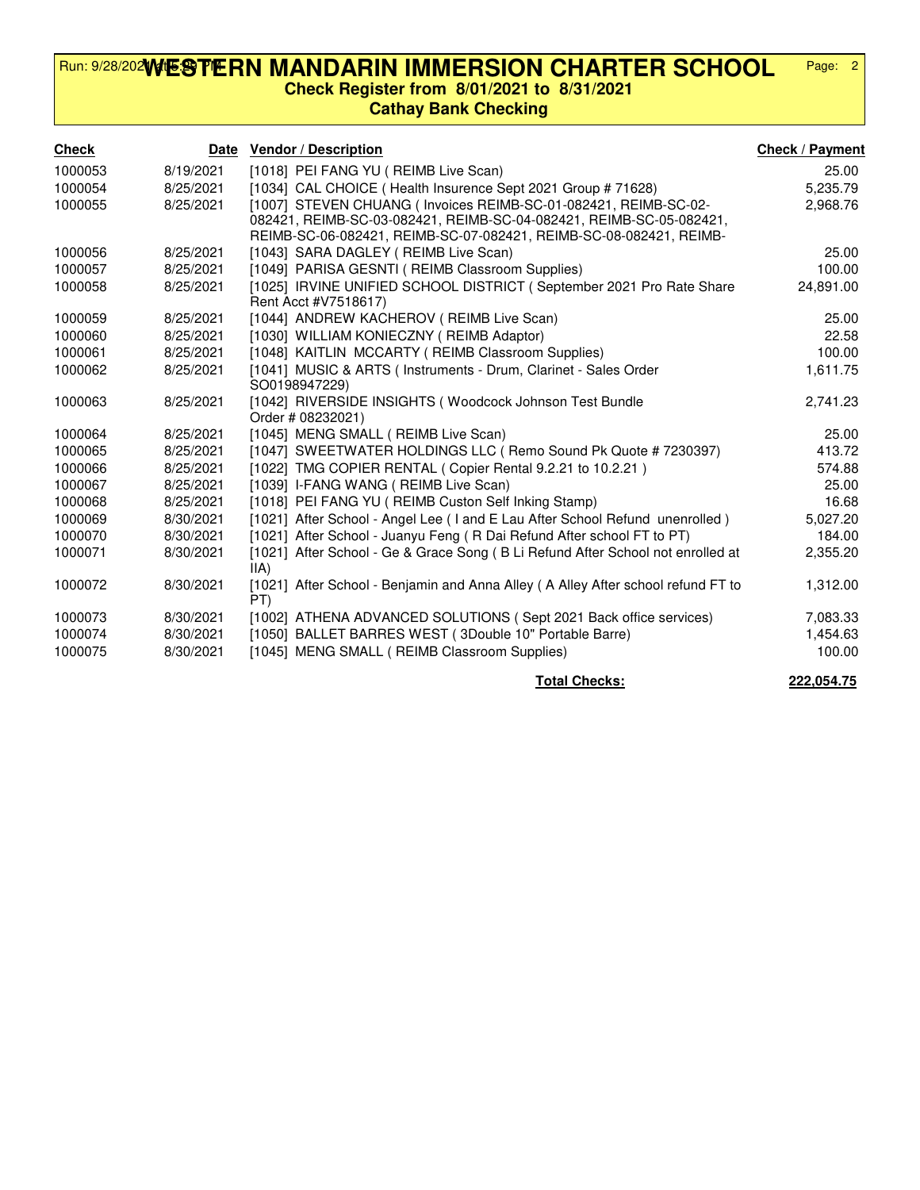# WESTERN MANDARIN IMMERSION CHARTER SCHOOL

**Check Register from 8/01/2021 to 8/31/2021**

**Cathay Bank Checking**

| Check | Date | Vendor / Description | Check / Payment |
|---|---|---|---|
| 1000053 | 8/19/2021 | [1018] PEI FANG YU ( REIMB Live Scan) | 25.00 |
| 1000054 | 8/25/2021 | [1034] CAL CHOICE ( Health Insurence Sept 2021 Group # 71628) | 5,235.79 |
| 1000055 | 8/25/2021 | [1007] STEVEN CHUANG ( Invoices REIMB-SC-01-082421, REIMB-SC-02-082421, REIMB-SC-03-082421, REIMB-SC-04-082421, REIMB-SC-05-082421, REIMB-SC-06-082421, REIMB-SC-07-082421, REIMB-SC-08-082421, REIMB- | 2,968.76 |
| 1000056 | 8/25/2021 | [1043] SARA DAGLEY ( REIMB Live Scan) | 25.00 |
| 1000057 | 8/25/2021 | [1049] PARISA GESNTI ( REIMB Classroom Supplies) | 100.00 |
| 1000058 | 8/25/2021 | [1025] IRVINE UNIFIED SCHOOL DISTRICT ( September 2021 Pro Rate Share Rent Acct #V7518617) | 24,891.00 |
| 1000059 | 8/25/2021 | [1044] ANDREW KACHEROV ( REIMB Live Scan) | 25.00 |
| 1000060 | 8/25/2021 | [1030] WILLIAM KONIECZNY ( REIMB Adaptor) | 22.58 |
| 1000061 | 8/25/2021 | [1048] KAITLIN MCCARTY ( REIMB Classroom Supplies) | 100.00 |
| 1000062 | 8/25/2021 | [1041] MUSIC & ARTS ( Instruments - Drum, Clarinet - Sales Order SO0198947229) | 1,611.75 |
| 1000063 | 8/25/2021 | [1042] RIVERSIDE INSIGHTS ( Woodcock Johnson Test Bundle Order # 08232021) | 2,741.23 |
| 1000064 | 8/25/2021 | [1045] MENG SMALL ( REIMB Live Scan) | 25.00 |
| 1000065 | 8/25/2021 | [1047] SWEETWATER HOLDINGS LLC ( Remo Sound Pk Quote # 7230397) | 413.72 |
| 1000066 | 8/25/2021 | [1022] TMG COPIER RENTAL ( Copier Rental 9.2.21 to 10.2.21 ) | 574.88 |
| 1000067 | 8/25/2021 | [1039] I-FANG WANG ( REIMB Live Scan) | 25.00 |
| 1000068 | 8/25/2021 | [1018] PEI FANG YU ( REIMB Custon Self Inking Stamp) | 16.68 |
| 1000069 | 8/30/2021 | [1021] After School - Angel Lee ( I and E Lau After School Refund unenrolled ) | 5,027.20 |
| 1000070 | 8/30/2021 | [1021] After School - Juanyu Feng ( R Dai Refund After school FT to PT) | 184.00 |
| 1000071 | 8/30/2021 | [1021] After School - Ge & Grace Song ( B Li Refund After School not enrolled at IIA) | 2,355.20 |
| 1000072 | 8/30/2021 | [1021] After School - Benjamin and Anna Alley ( A Alley After school refund FT to PT) | 1,312.00 |
| 1000073 | 8/30/2021 | [1002] ATHENA ADVANCED SOLUTIONS ( Sept 2021 Back office services) | 7,083.33 |
| 1000074 | 8/30/2021 | [1050] BALLET BARRES WEST ( 3Double 10" Portable Barre) | 1,454.63 |
| 1000075 | 8/30/2021 | [1045] MENG SMALL ( REIMB Classroom Supplies) | 100.00 |
| | | **Total Checks:** | **222,054.75** |